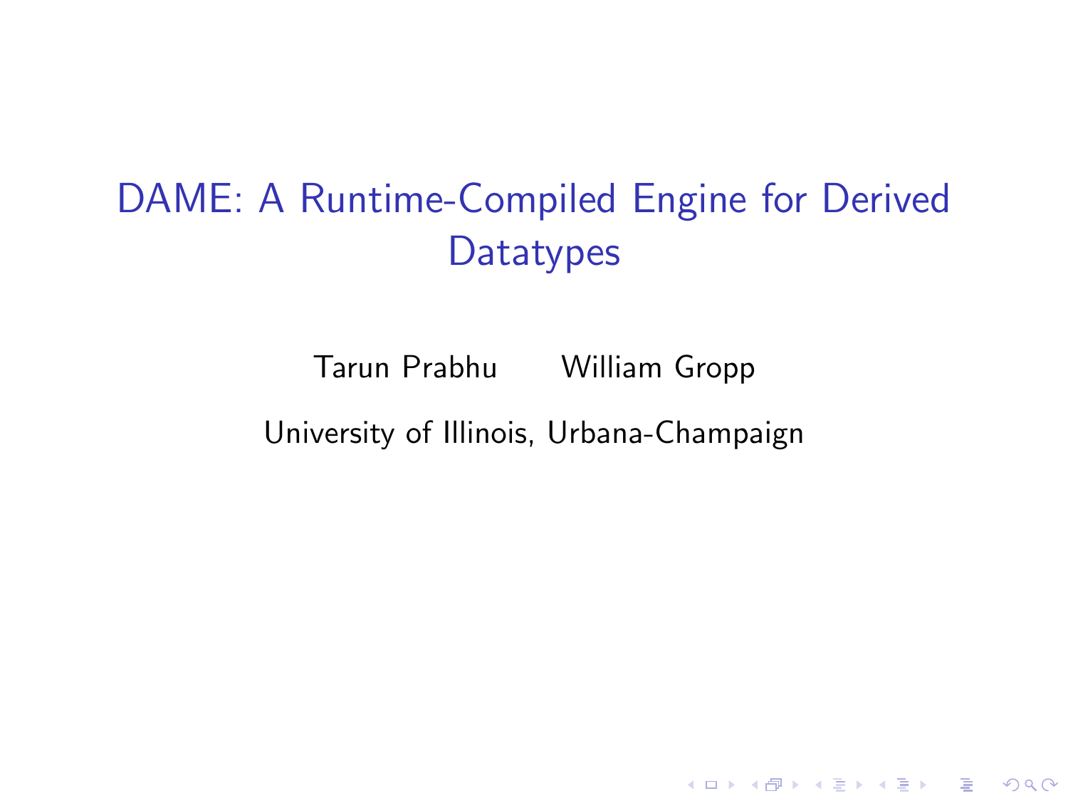# DAME: A Runtime-Compiled Engine for Derived Datatypes

Tarun Prabhu William Gropp

University of Illinois, Urbana-Champaign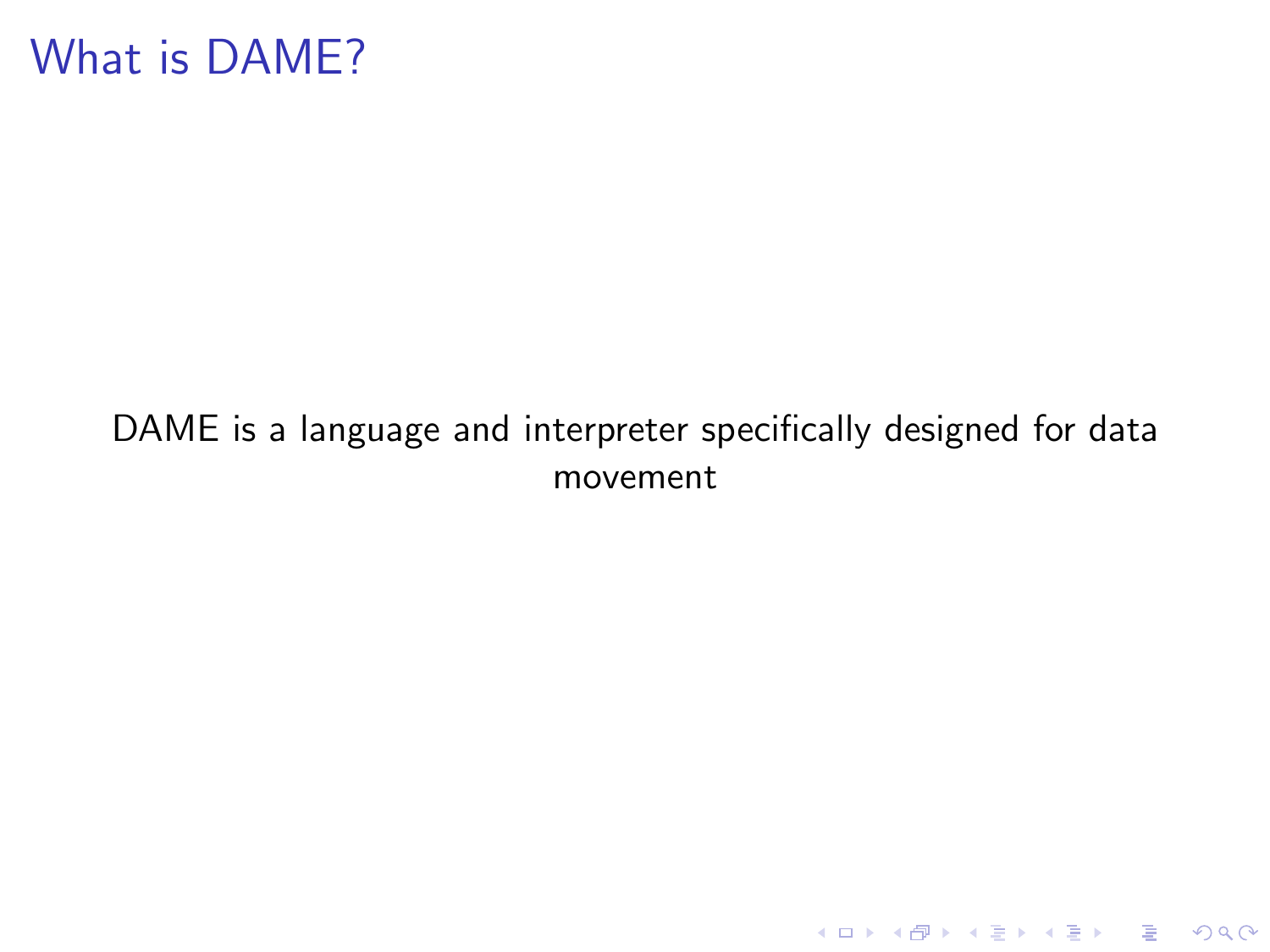# What is DAME?

DAME is a language and interpreter specifically designed for data movement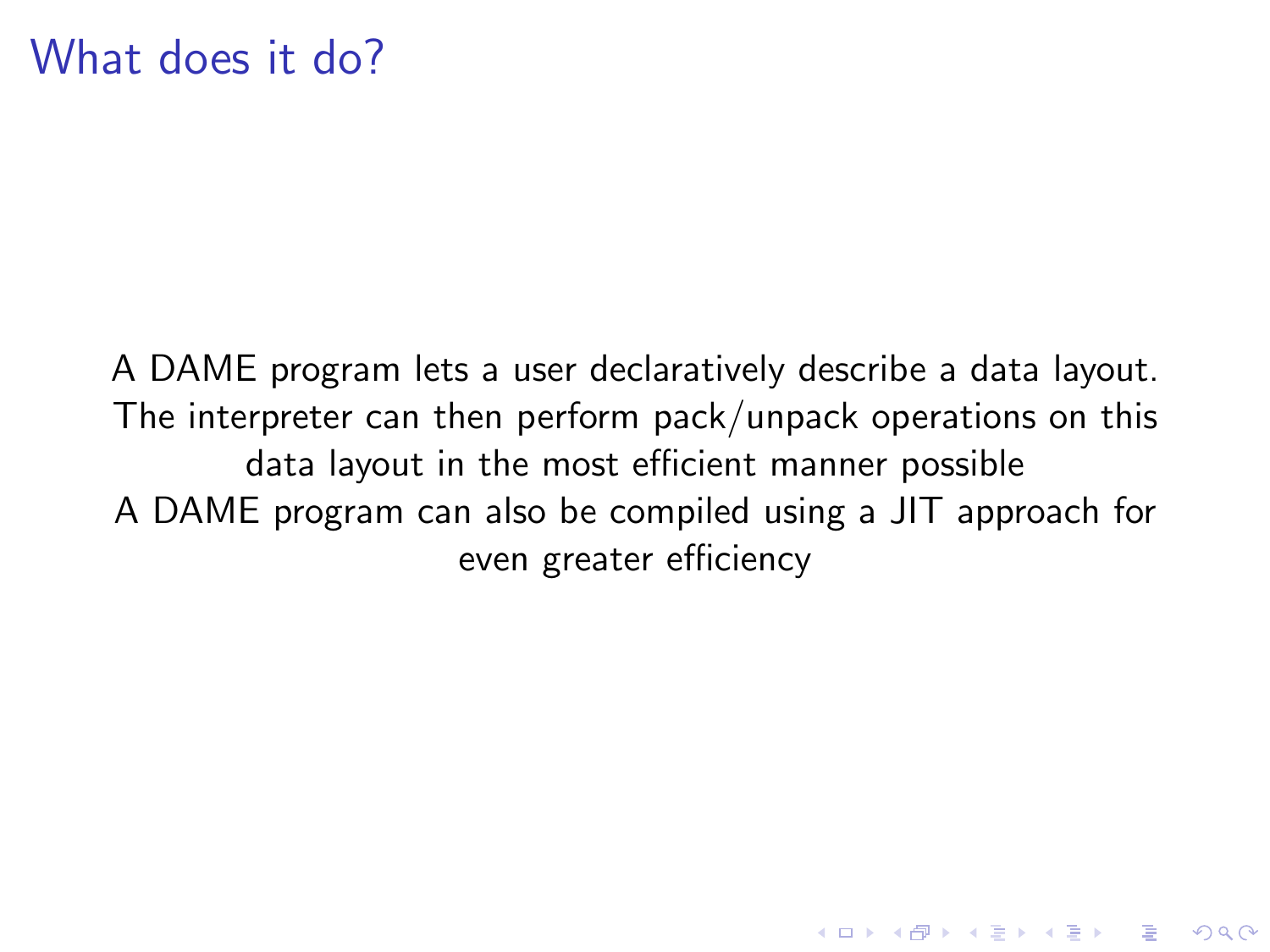# What does it do?

A DAME program lets a user declaratively describe a data layout. The interpreter can then perform pack/unpack operations on this data layout in the most efficient manner possible

A DAME program can also be compiled using a JIT approach for even greater efficiency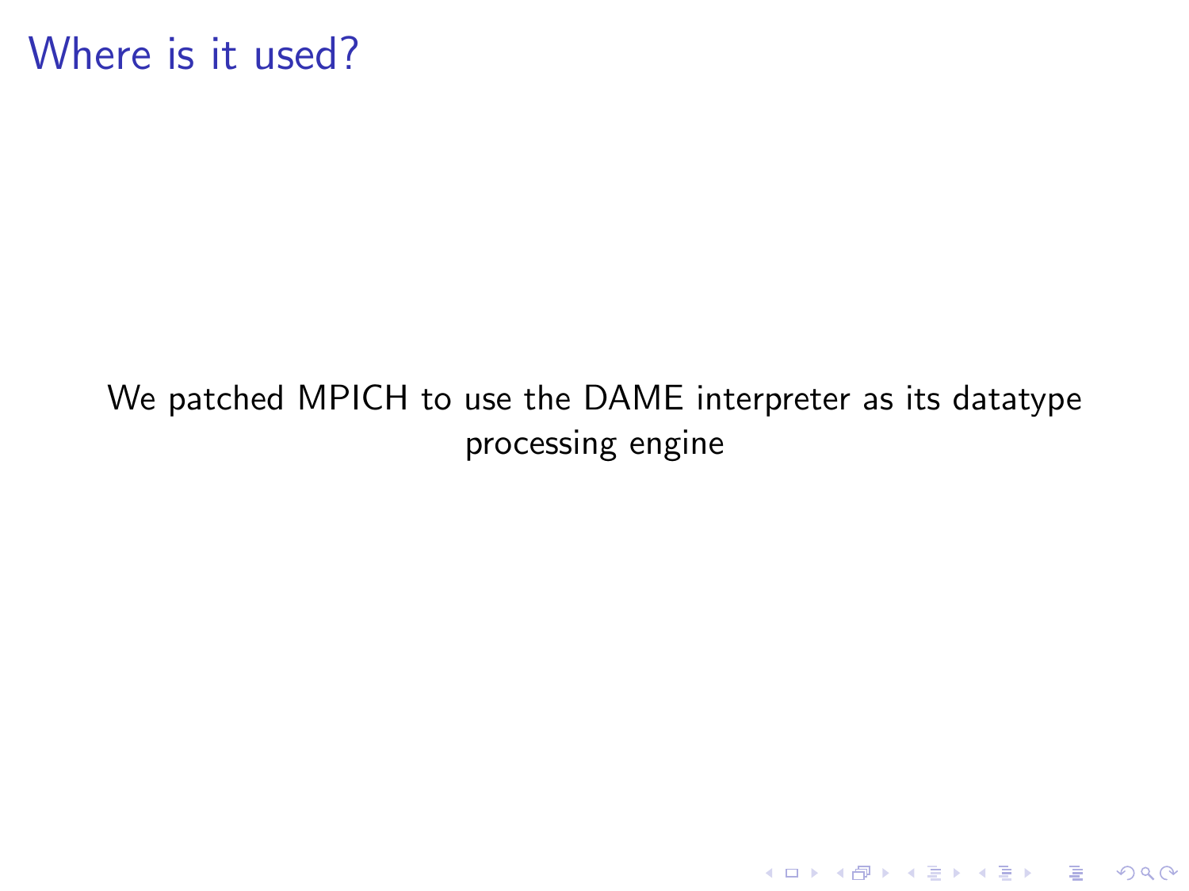# Where is it used?

We patched MPICH to use the DAME interpreter as its datatype processing engine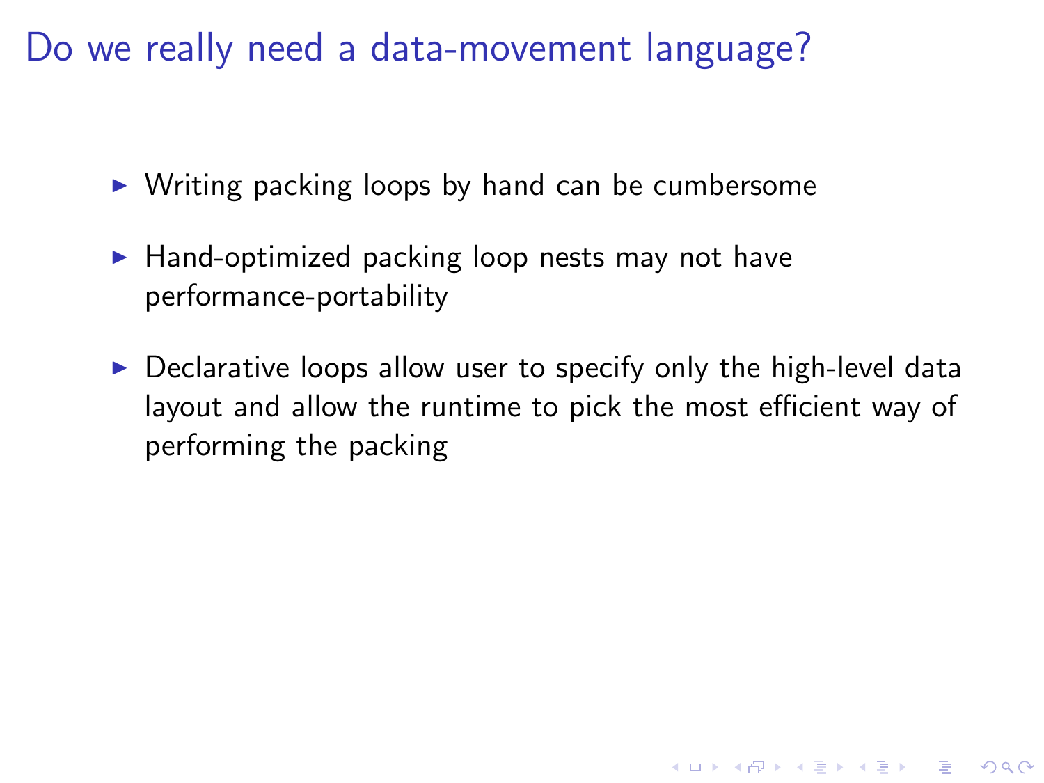# Do we really need a data-movement language?

- Writing packing loops by hand can be cumbersome
- Hand-optimized packing loop nests may not have performance-portability
- Declarative loops allow user to specify only the high-level data layout and allow the runtime to pick the most efficient way of performing the packing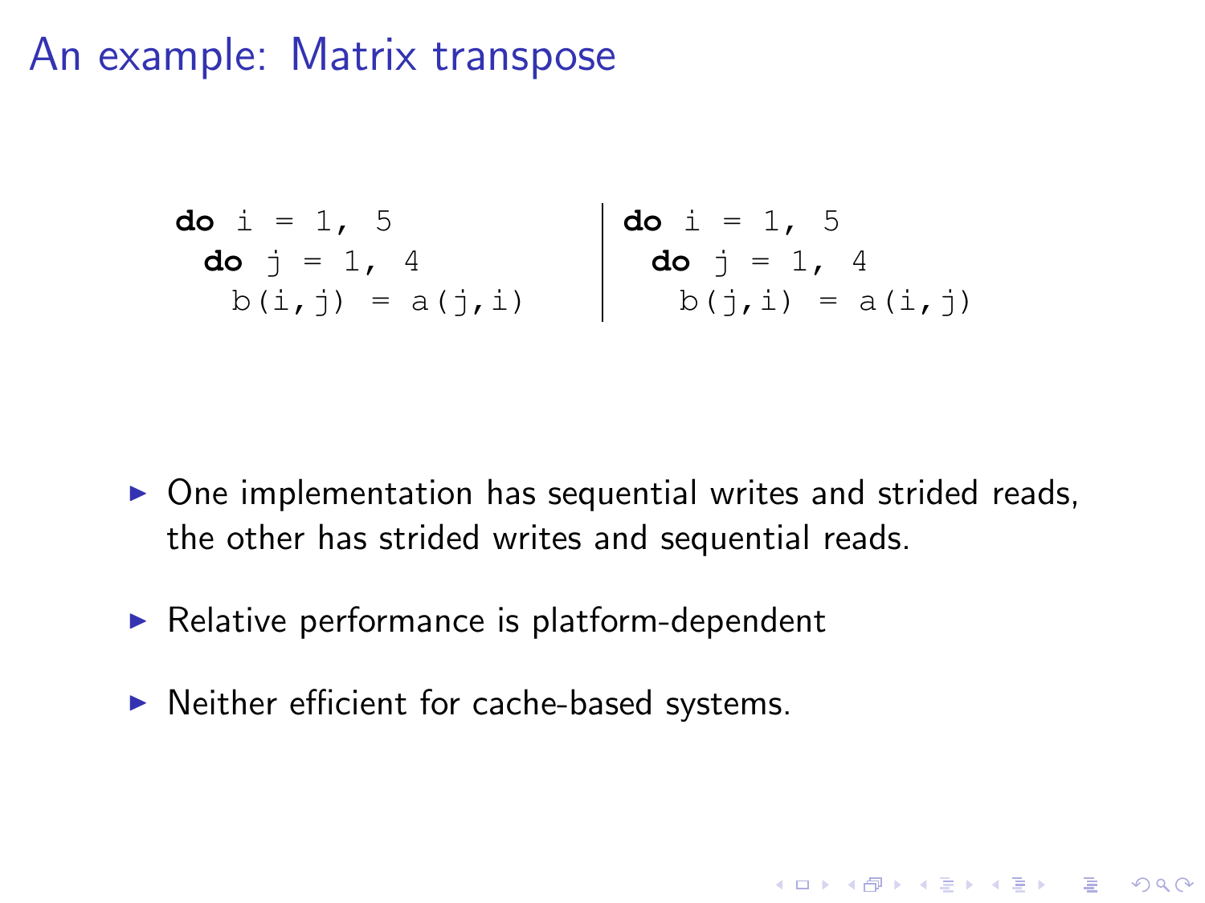# An example: Matrix transpose

```
do i = 1, 5
  do j = 1, 4
    b(i,j) = a(j,i)
```

```
do i = 1, 5
  do j = 1, 4
    b(j,i) = a(i,j)
```

- One implementation has sequential writes and strided reads, the other has strided writes and sequential reads.
- Relative performance is platform-dependent
- Neither efficient for cache-based systems.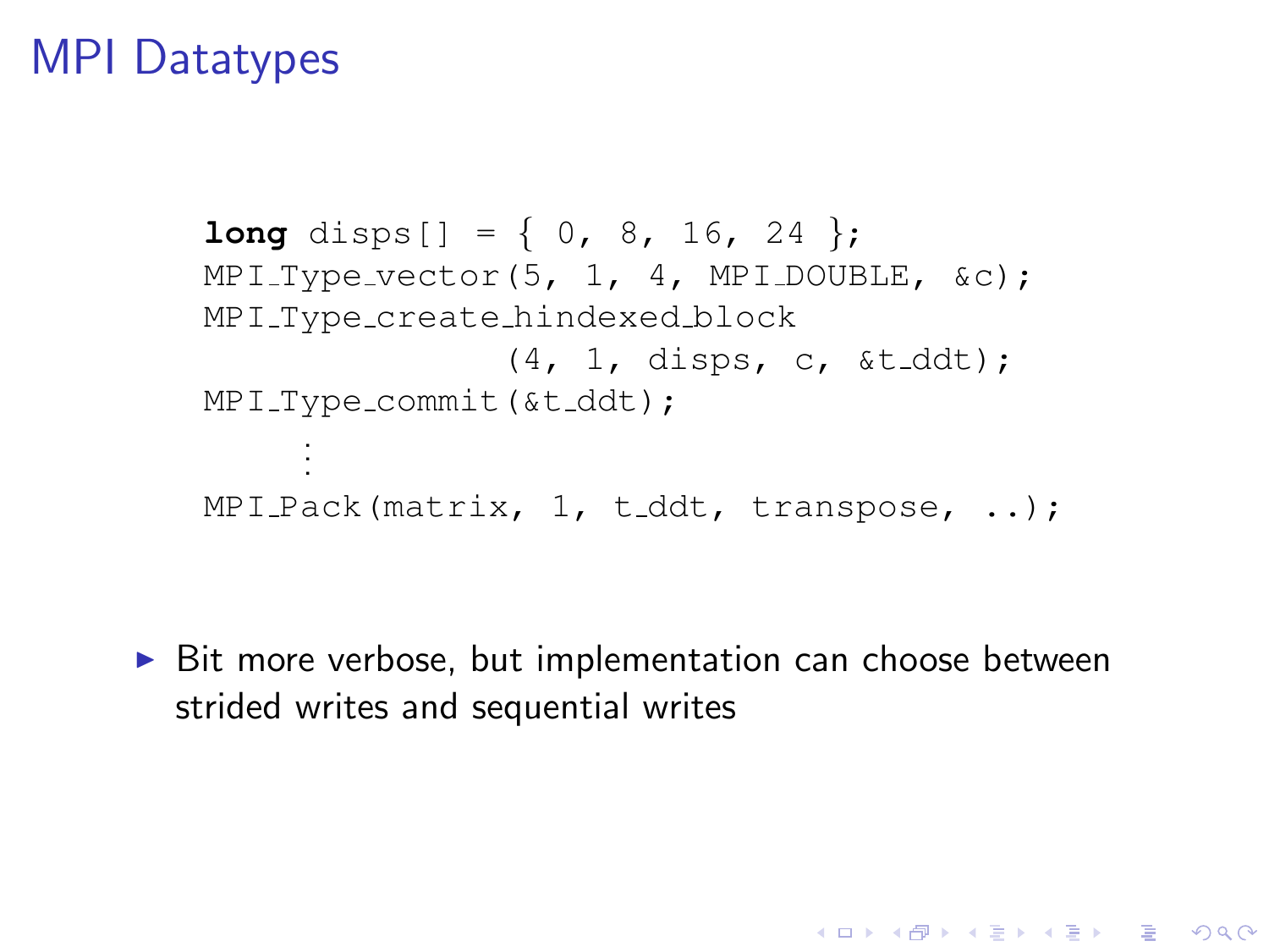# MPI Datatypes

```
long disps[] = { 0, 8, 16, 24 };
MPI_Type_vector(5, 1, 4, MPI_DOUBLE, &c);
MPI_Type_create_hindexed_block
               (4, 1, disps, c, &t_ddt);
MPI_Type_commit(&t_ddt);
     ⋮
MPI_Pack(matrix, 1, t_ddt, transpose, ..);
```

- Bit more verbose, but implementation can choose between strided writes and sequential writes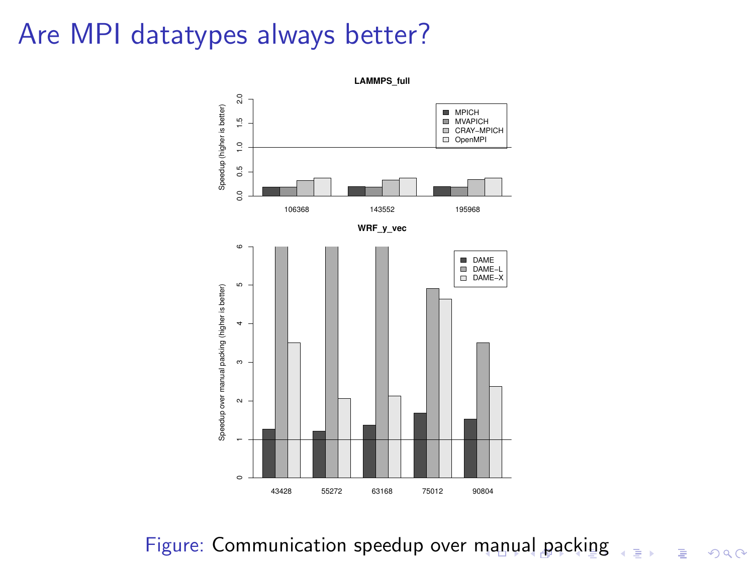# Are MPI datatypes always better?

Figure: Communication speedup over manual packing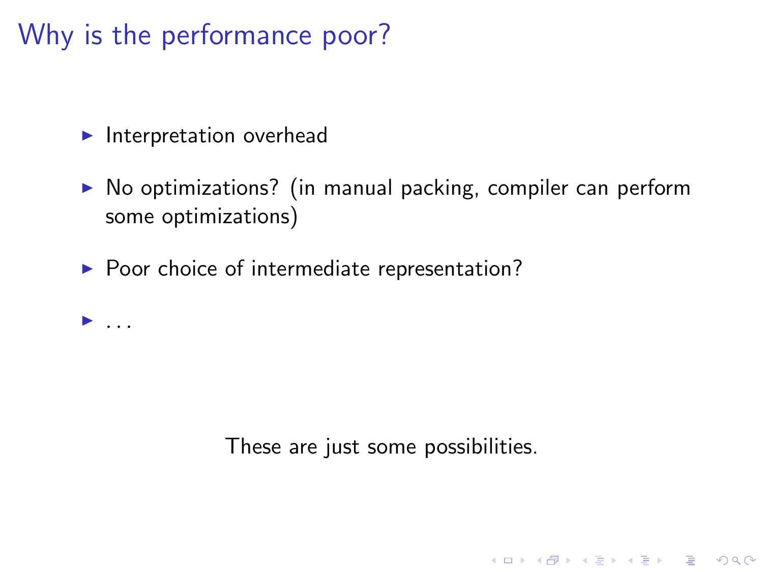# Why is the performance poor?

- Interpretation overhead
- No optimizations? (in manual packing, compiler can perform some optimizations)
- Poor choice of intermediate representation?
- ...

These are just some possibilities.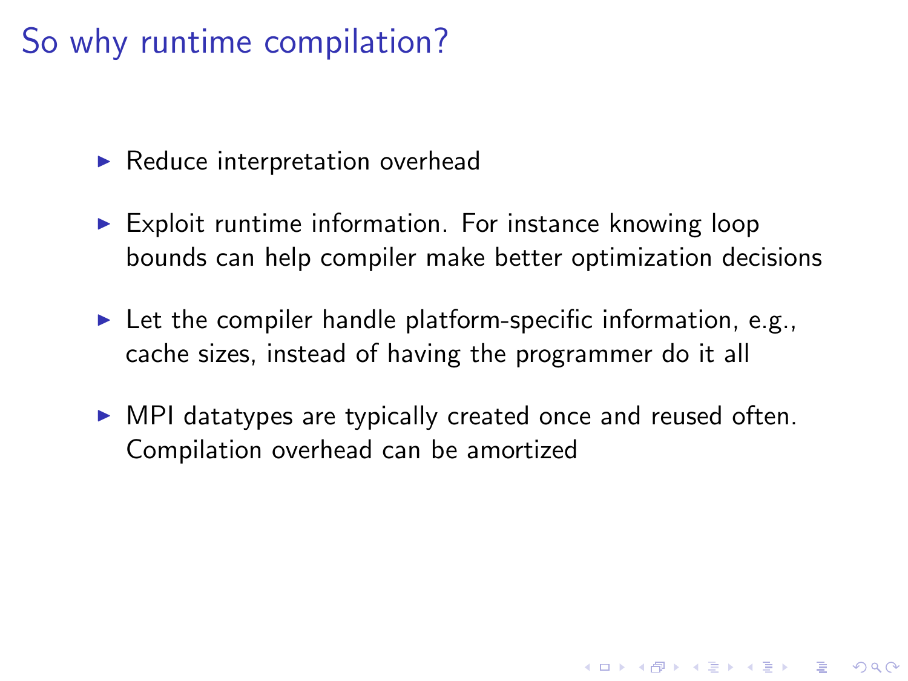# So why runtime compilation?

- Reduce interpretation overhead
- Exploit runtime information. For instance knowing loop bounds can help compiler make better optimization decisions
- Let the compiler handle platform-specific information, e.g., cache sizes, instead of having the programmer do it all
- MPI datatypes are typically created once and reused often. Compilation overhead can be amortized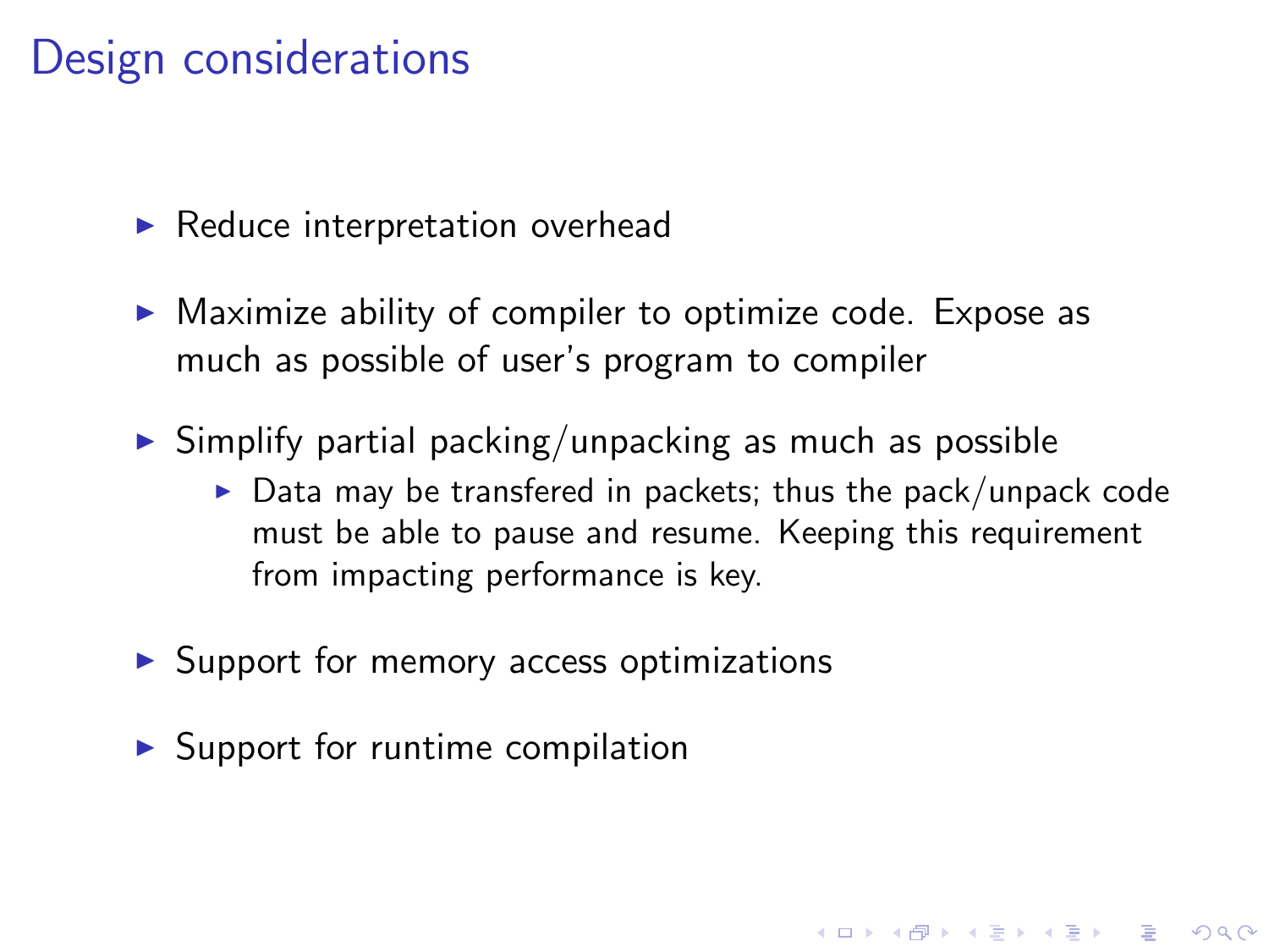# Design considerations

- Reduce interpretation overhead
- Maximize ability of compiler to optimize code. Expose as much as possible of user's program to compiler
- Simplify partial packing/unpacking as much as possible
  - Data may be transfered in packets; thus the pack/unpack code must be able to pause and resume. Keeping this requirement from impacting performance is key.
- Support for memory access optimizations
- Support for runtime compilation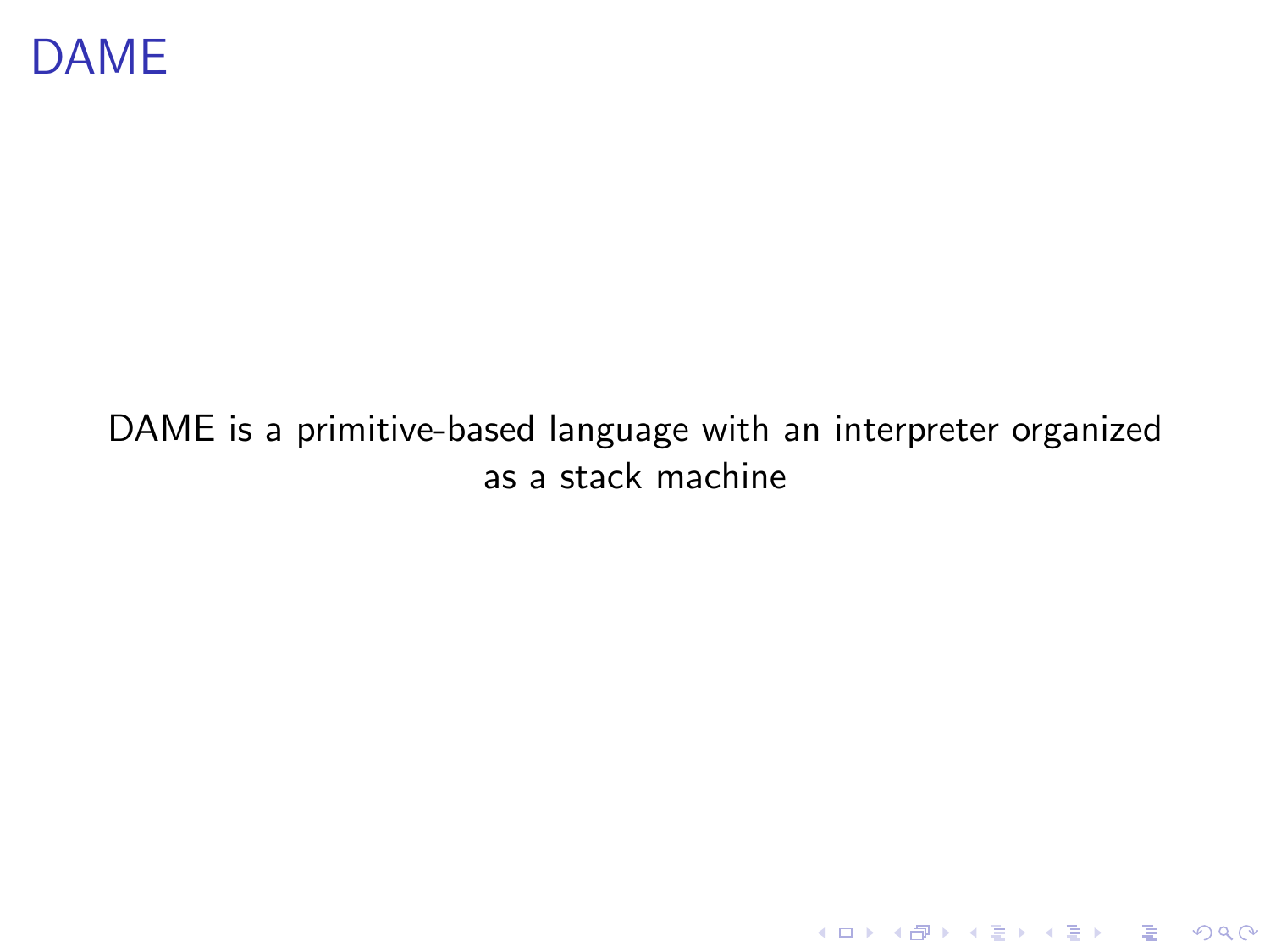# DAME

DAME is a primitive-based language with an interpreter organized as a stack machine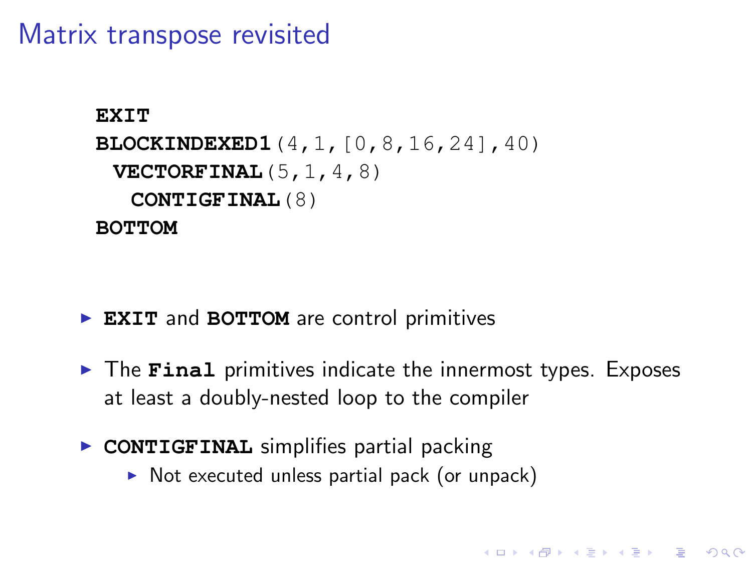# Matrix transpose revisited

```
EXIT
BLOCKINDEXED1(4,1,[0,8,16,24],40)
 VECTORFINAL(5,1,4,8)
  CONTIGFINAL(8)
BOTTOM
```

- **EXIT** and **BOTTOM** are control primitives
- The **Final** primitives indicate the innermost types. Exposes at least a doubly-nested loop to the compiler
- **CONTIGFINAL** simplifies partial packing
  - Not executed unless partial pack (or unpack)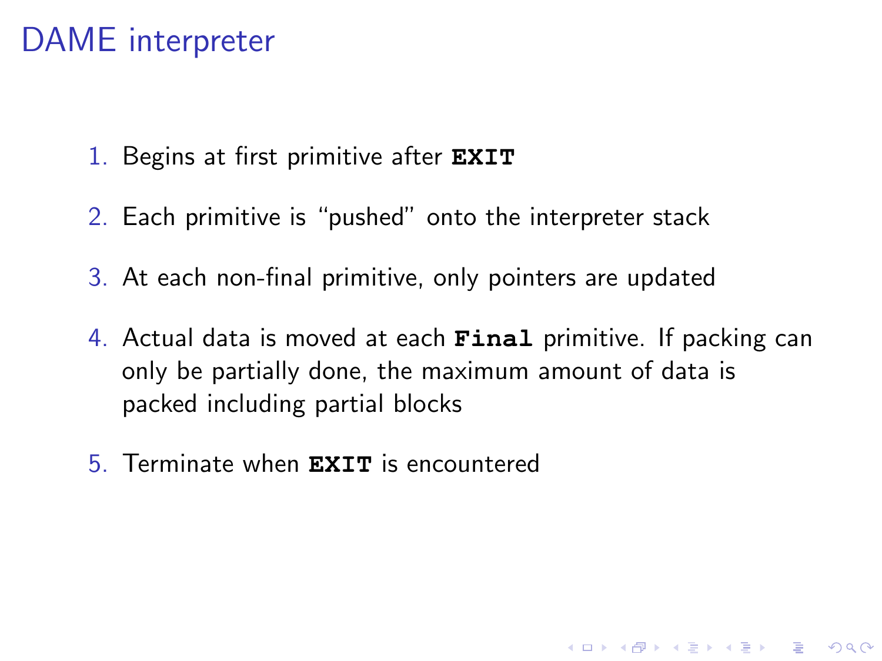# DAME interpreter

1. Begins at first primitive after **`EXIT`**
2. Each primitive is "pushed" onto the interpreter stack
3. At each non-final primitive, only pointers are updated
4. Actual data is moved at each **`Final`** primitive. If packing can only be partially done, the maximum amount of data is packed including partial blocks
5. Terminate when **`EXIT`** is encountered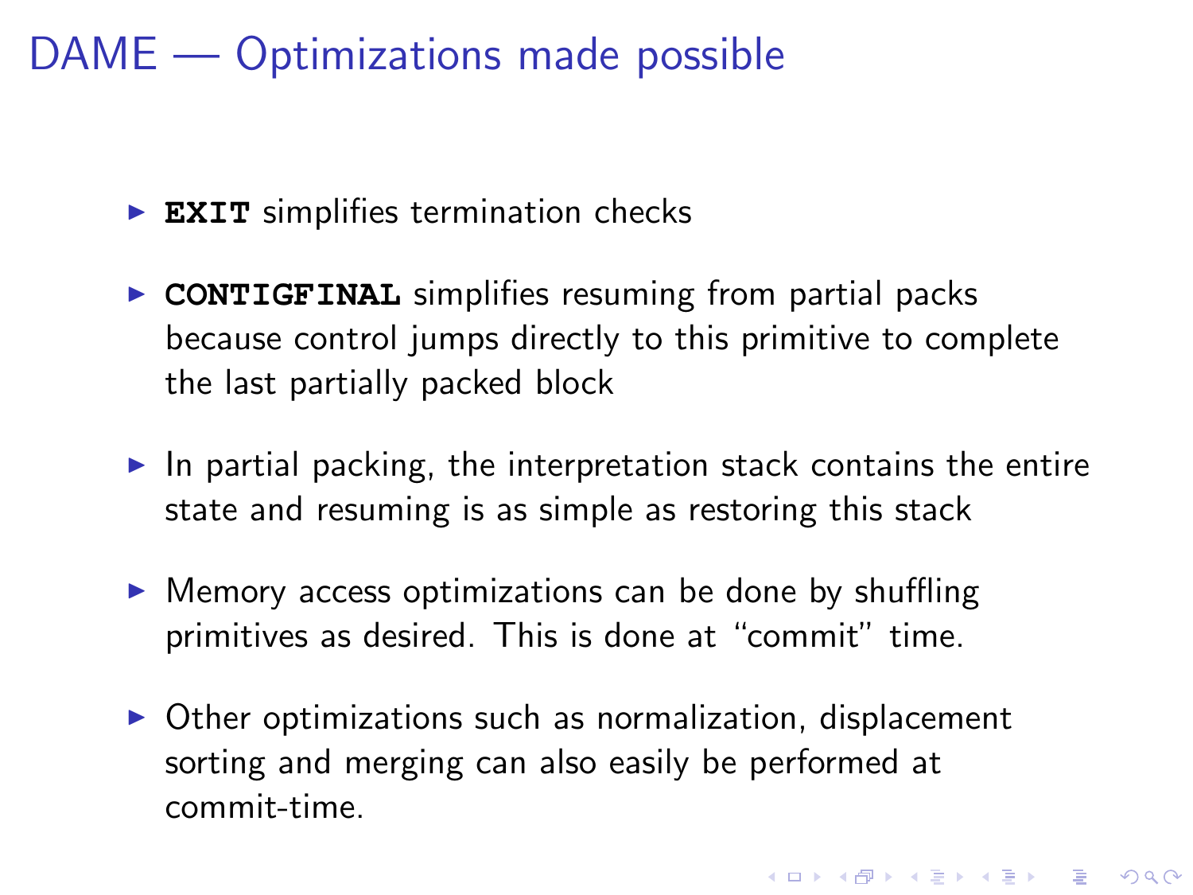# DAME — Optimizations made possible

- **`EXIT`** simplifies termination checks
- **`CONTIGFINAL`** simplifies resuming from partial packs because control jumps directly to this primitive to complete the last partially packed block
- In partial packing, the interpretation stack contains the entire state and resuming is as simple as restoring this stack
- Memory access optimizations can be done by shuffling primitives as desired. This is done at "commit" time.
- Other optimizations such as normalization, displacement sorting and merging can also easily be performed at commit-time.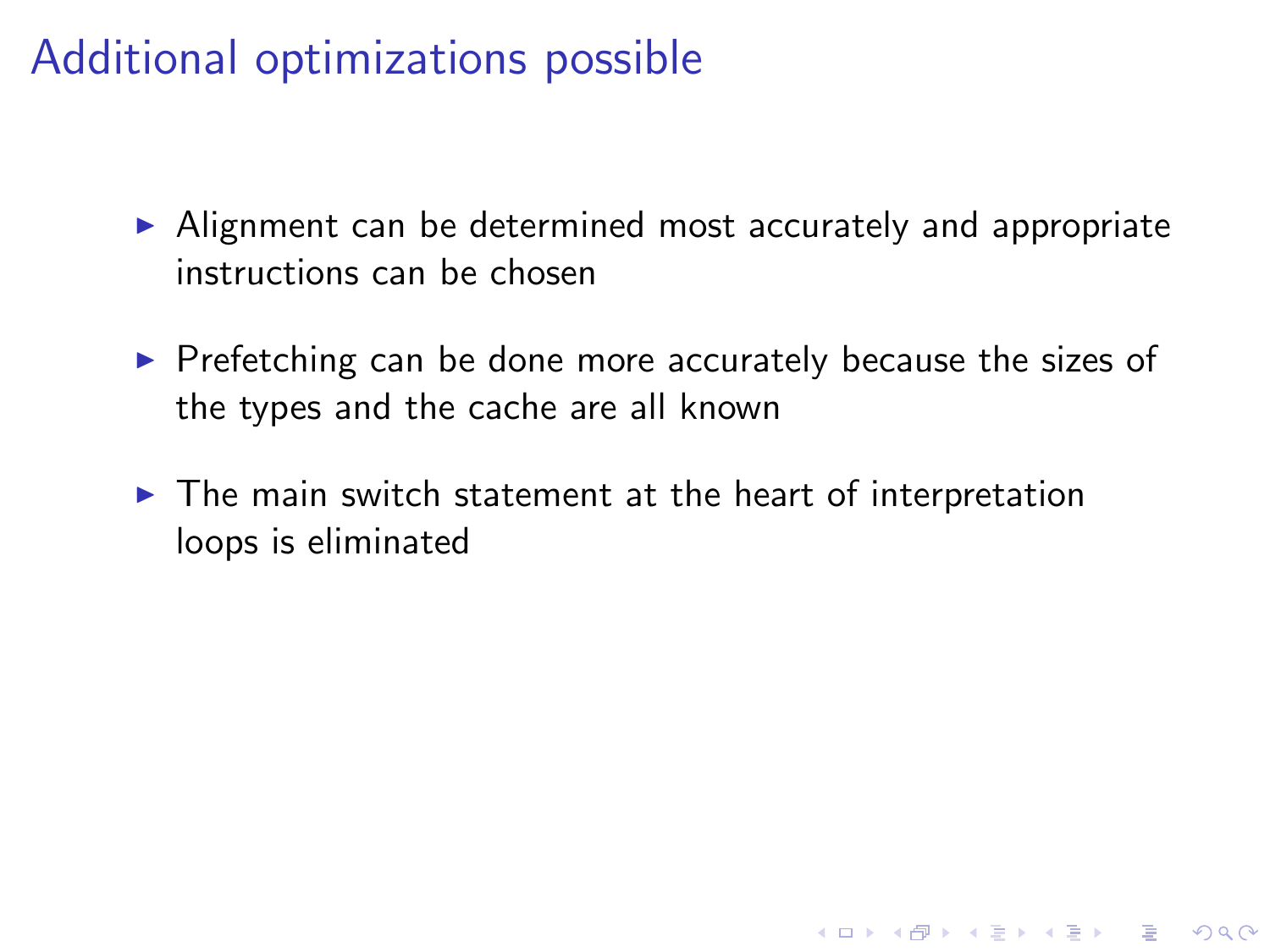# Additional optimizations possible

- Alignment can be determined most accurately and appropriate instructions can be chosen
- Prefetching can be done more accurately because the sizes of the types and the cache are all known
- The main switch statement at the heart of interpretation loops is eliminated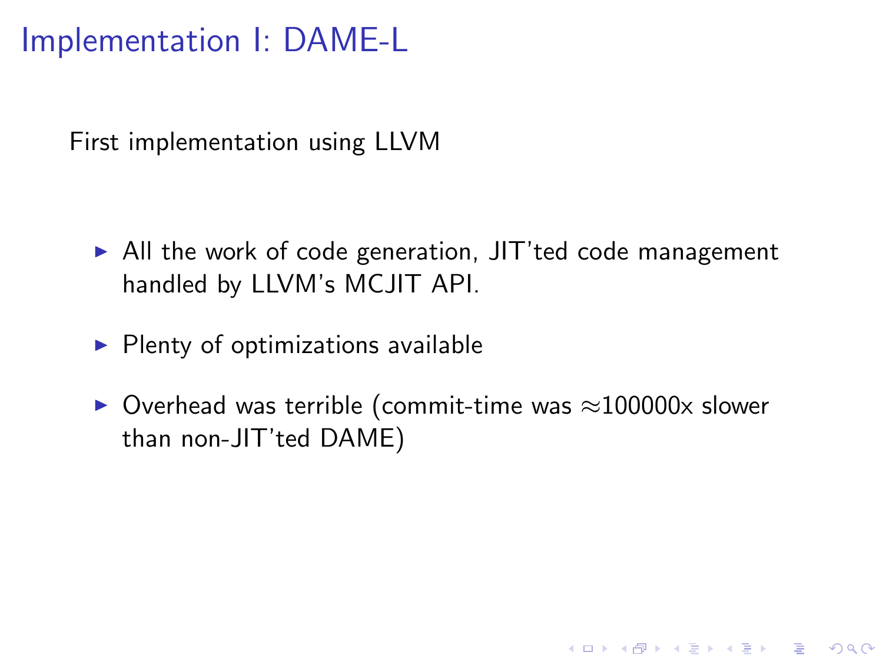# Implementation I: DAME-L

First implementation using LLVM

- All the work of code generation, JIT'ted code management handled by LLVM's MCJIT API.
- Plenty of optimizations available
- Overhead was terrible (commit-time was $\approx$100000x slower than non-JIT'ted DAME)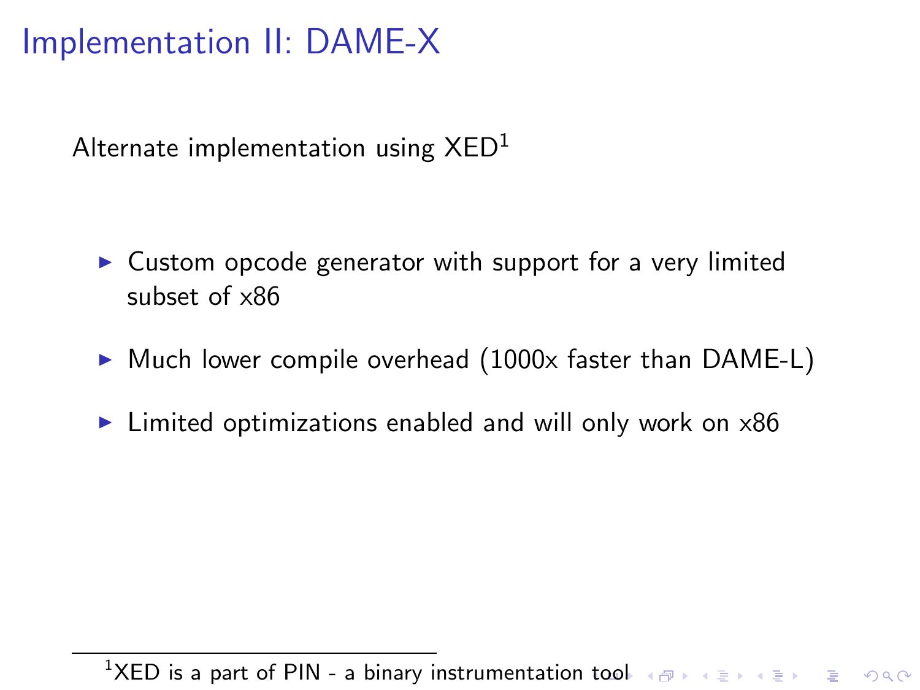# Implementation II: DAME-X

Alternate implementation using XED[1]

- Custom opcode generator with support for a very limited subset of x86
- Much lower compile overhead (1000x faster than DAME-L)
- Limited optimizations enabled and will only work on x86

[1] XED is a part of PIN - a binary instrumentation tool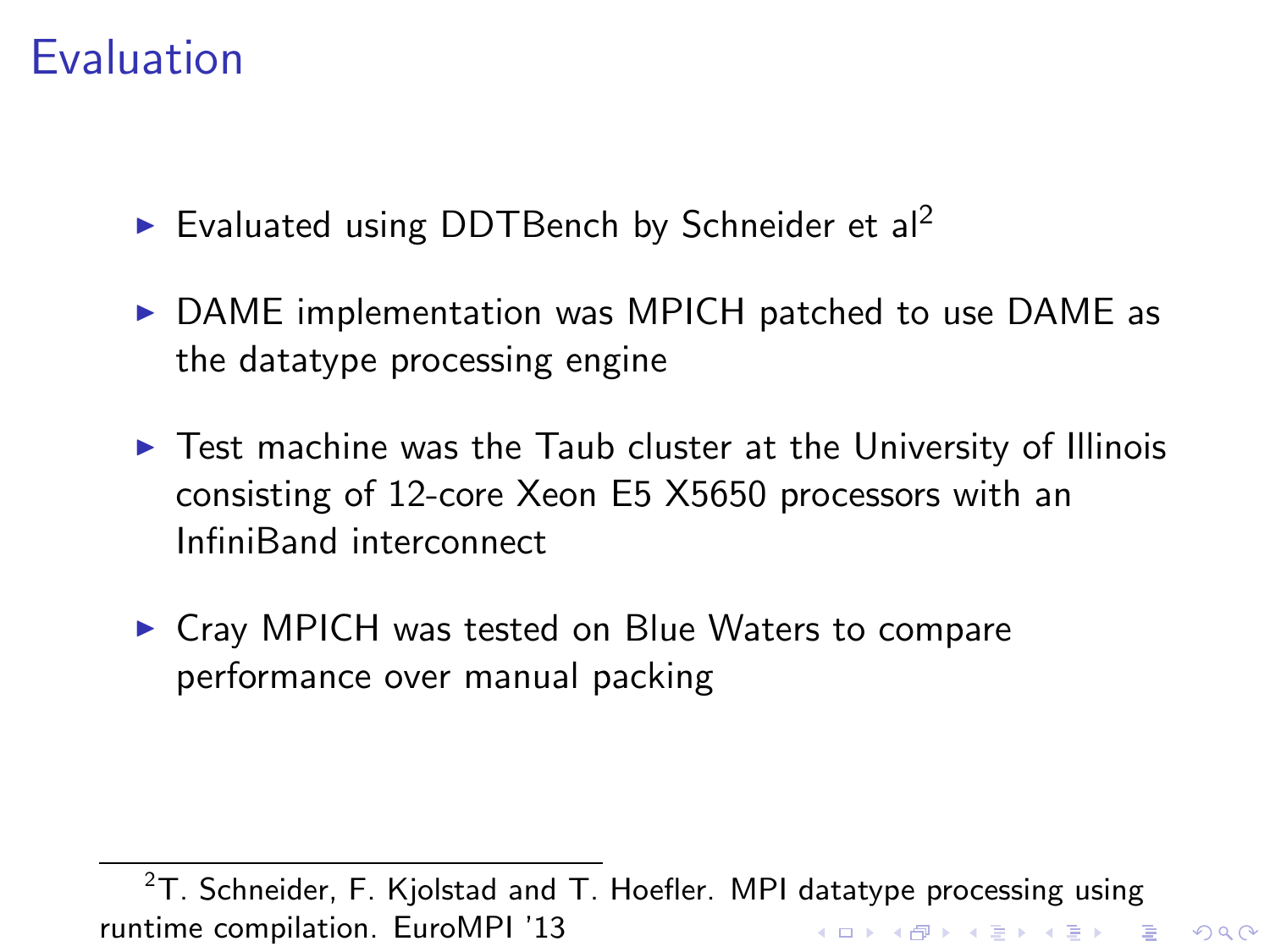# Evaluation

- Evaluated using DDTBench by Schneider et al[2]
- DAME implementation was MPICH patched to use DAME as the datatype processing engine
- Test machine was the Taub cluster at the University of Illinois consisting of 12-core Xeon E5 X5650 processors with an InfiniBand interconnect
- Cray MPICH was tested on Blue Waters to compare performance over manual packing

[2] T. Schneider, F. Kjolstad and T. Hoefler. MPI datatype processing using runtime compilation. EuroMPI '13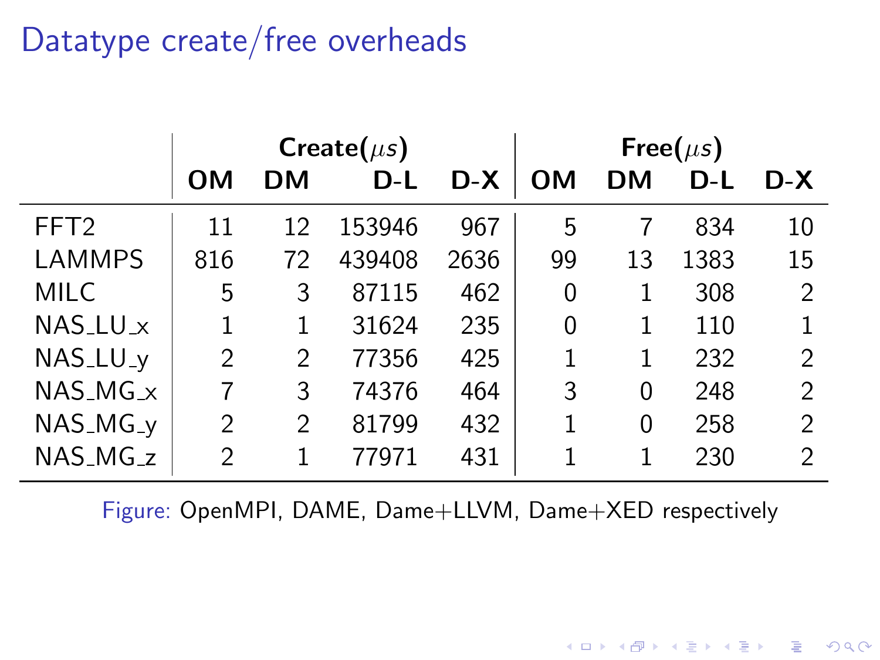# Datatype create/free overheads

| | Create($\mu s$) | | | | Free($\mu s$) | | | |
|---|---|---|---|---|---|---|---|---|
| | **OM** | **DM** | **D-L** | **D-X** | **OM** | **DM** | **D-L** | **D-X** |
| FFT2 | 11 | 12 | 153946 | 967 | 5 | 7 | 834 | 10 |
| LAMMPS | 816 | 72 | 439408 | 2636 | 99 | 13 | 1383 | 15 |
| MILC | 5 | 3 | 87115 | 462 | 0 | 1 | 308 | 2 |
| NAS_LU_x | 1 | 1 | 31624 | 235 | 0 | 1 | 110 | 1 |
| NAS_LU_y | 2 | 2 | 77356 | 425 | 1 | 1 | 232 | 2 |
| NAS_MG_x | 7 | 3 | 74376 | 464 | 3 | 0 | 248 | 2 |
| NAS_MG_y | 2 | 2 | 81799 | 432 | 1 | 0 | 258 | 2 |
| NAS_MG_z | 2 | 1 | 77971 | 431 | 1 | 1 | 230 | 2 |

Figure: OpenMPI, DAME, Dame+LLVM, Dame+XED respectively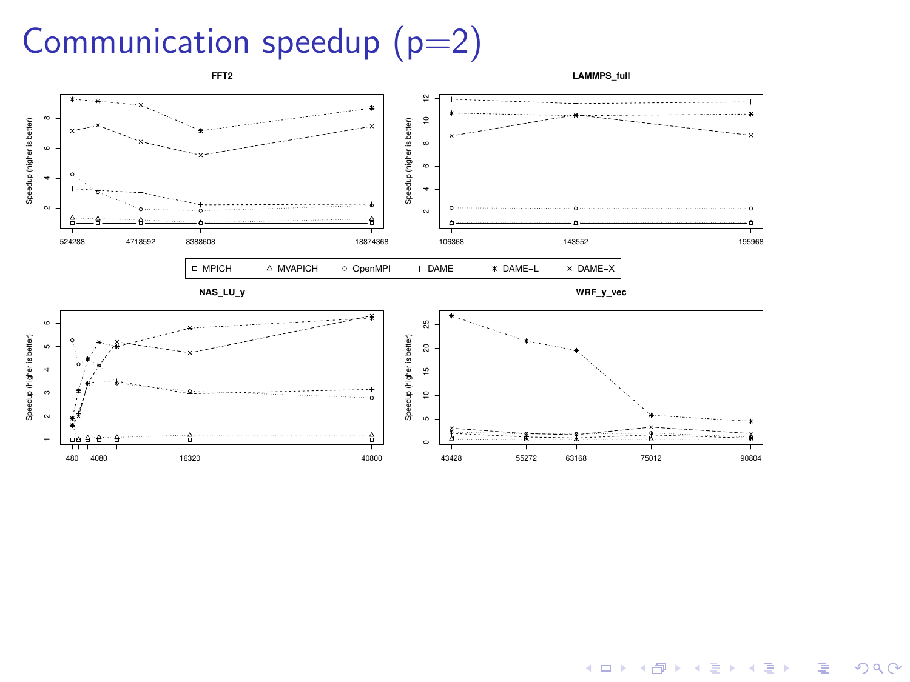# Communication speedup (p=2)

FFT2

LAMMPS_full

MPICH MVAPICH OpenMPI DAME DAME-L DAME-X

NAS_LU_y

WRF_y_vec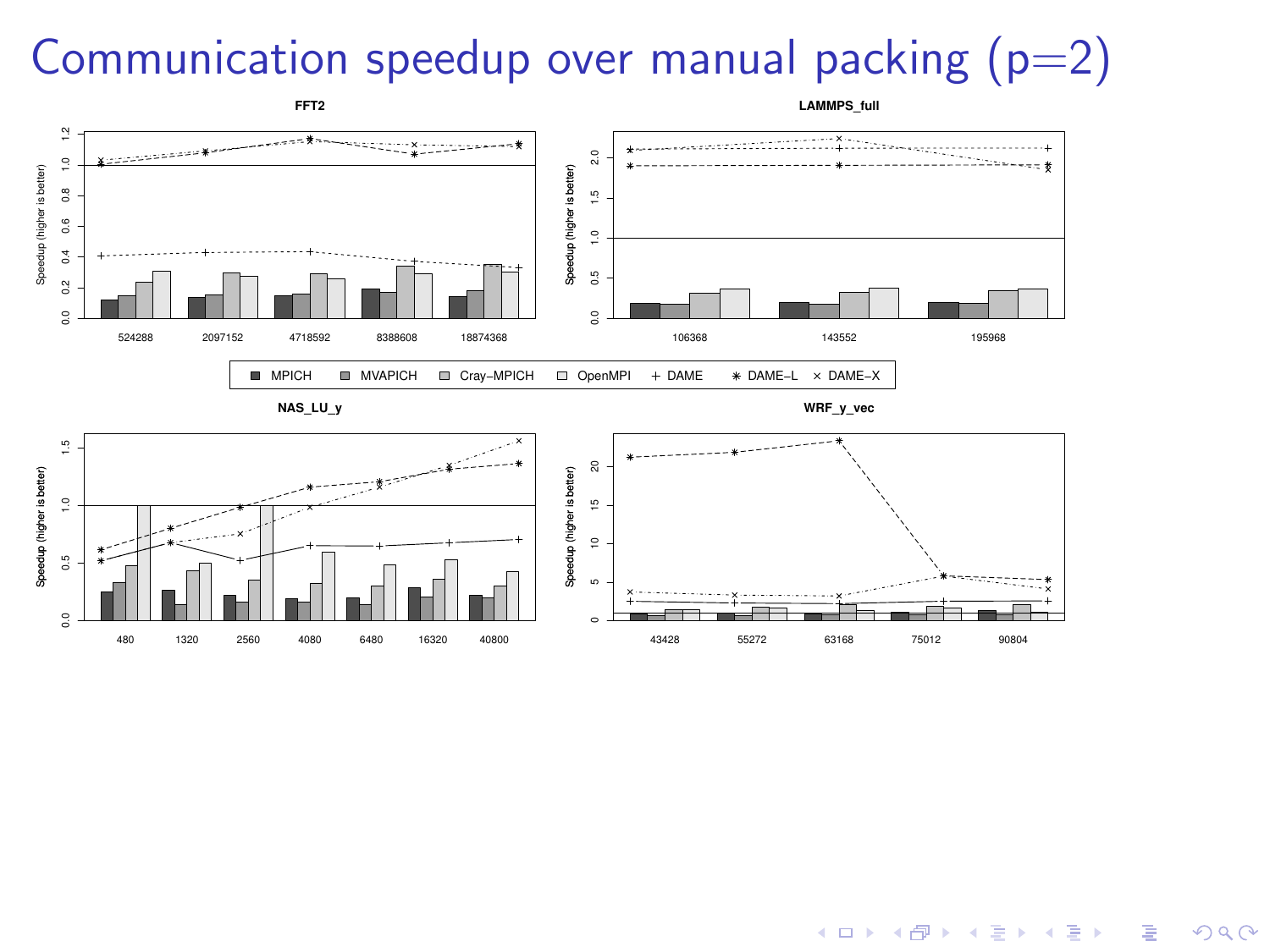# Communication speedup over manual packing (p=2)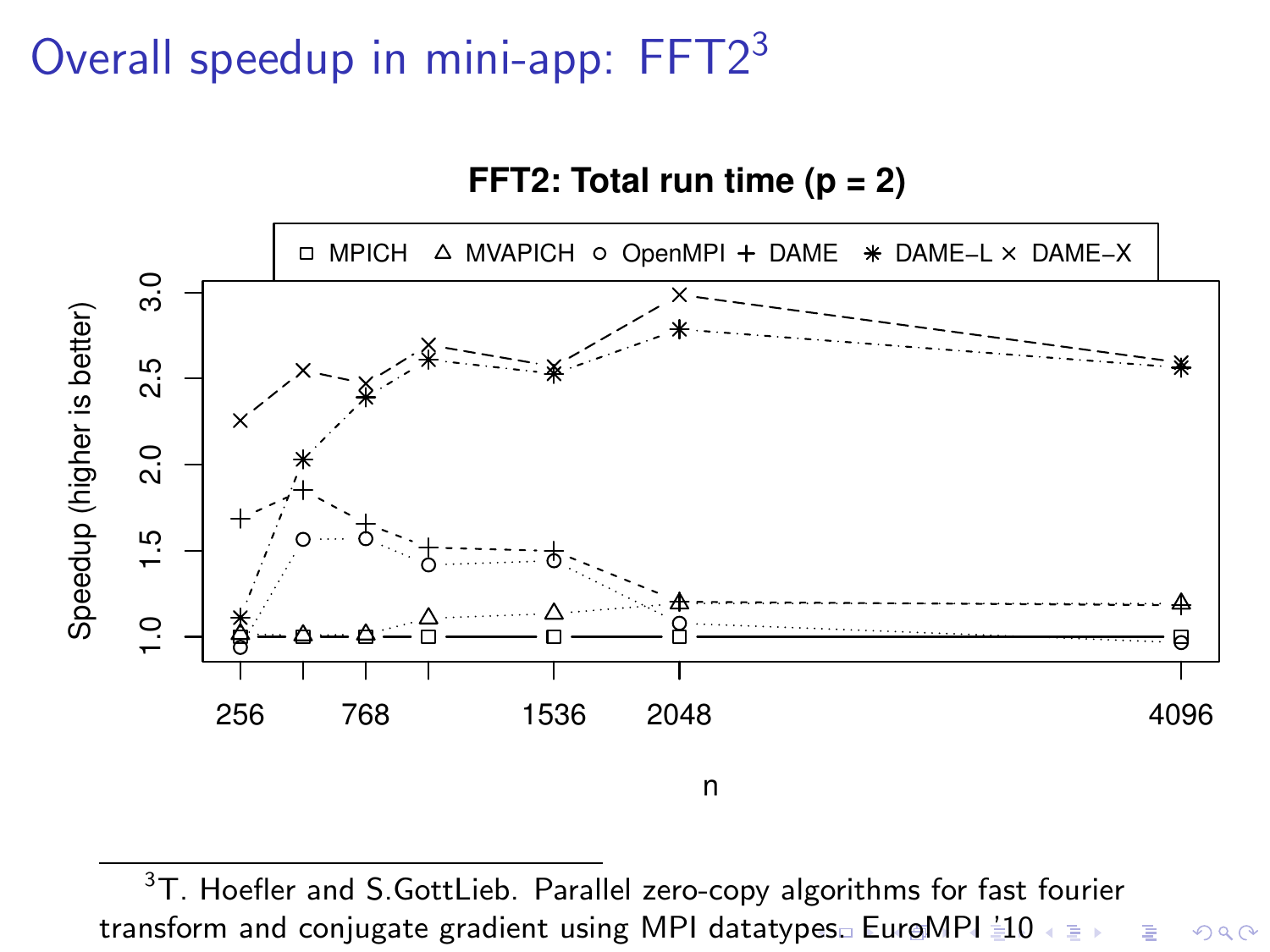# Overall speedup in mini-app: FFT2[3]

**FFT2: Total run time (p = 2)**

Legend: □ MPICH, △ MVAPICH, ○ OpenMPI, + DAME, ✳ DAME−L, × DAME−X

Y-axis: Speedup (higher is better)

X-axis: n

---

[3] T. Hoefler and S.GottLieb. Parallel zero-copy algorithms for fast fourier transform and conjugate gradient using MPI datatypes. EuroMPI '10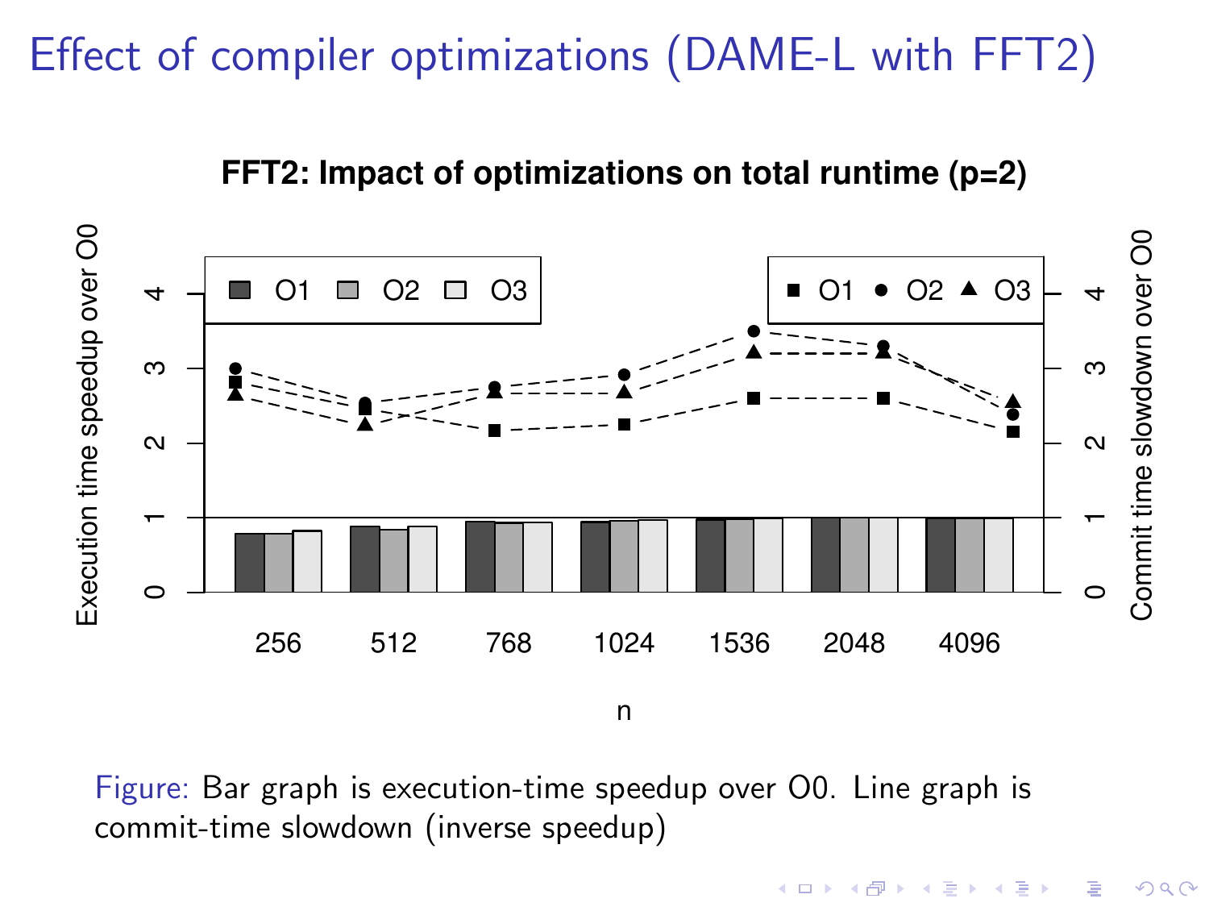# Effect of compiler optimizations (DAME-L with FFT2)

**FFT2: Impact of optimizations on total runtime (p=2)**

Figure: Bar graph is execution-time speedup over O0. Line graph is commit-time slowdown (inverse speedup)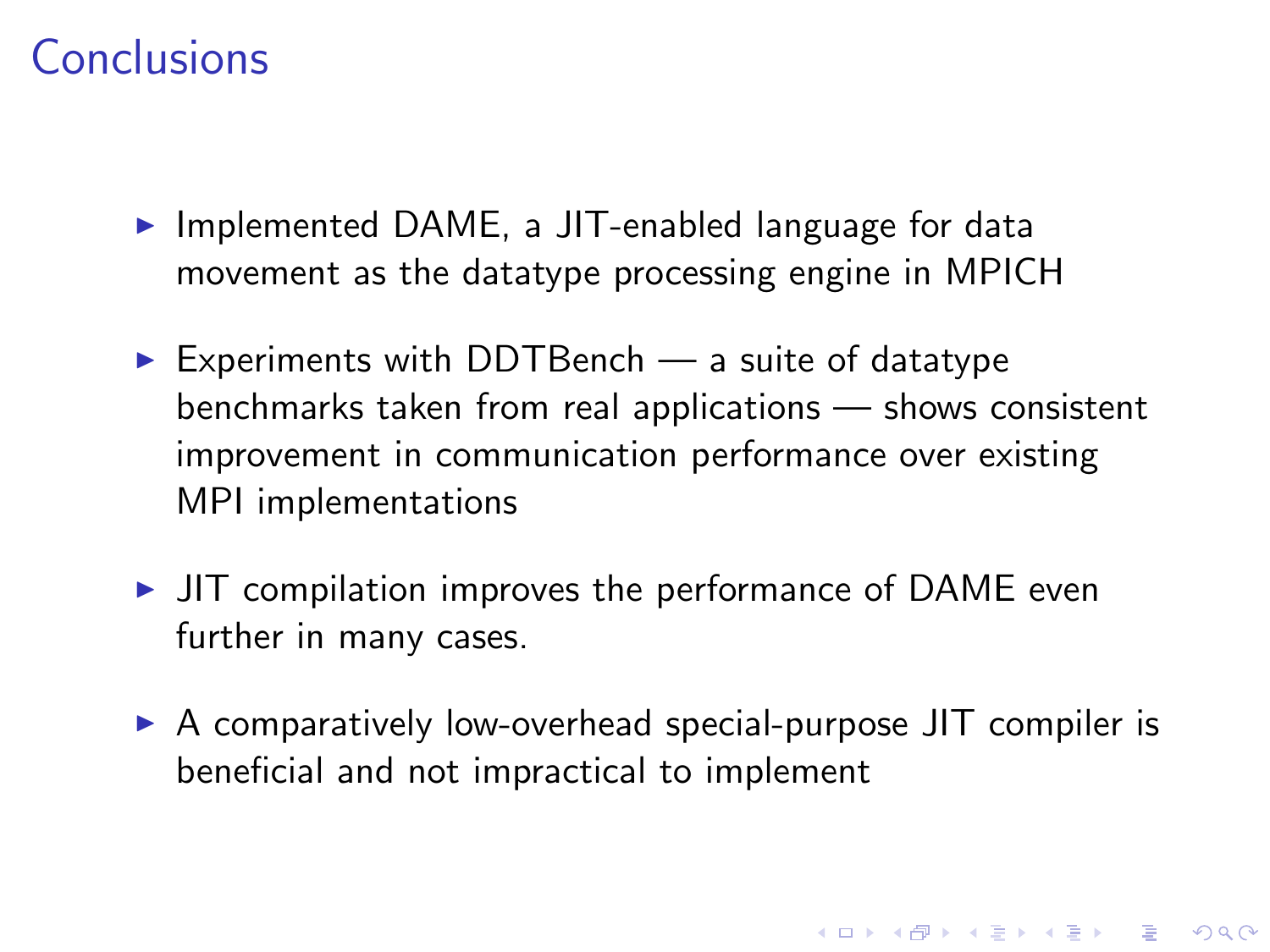# Conclusions

- Implemented DAME, a JIT-enabled language for data movement as the datatype processing engine in MPICH
- Experiments with DDTBench — a suite of datatype benchmarks taken from real applications — shows consistent improvement in communication performance over existing MPI implementations
- JIT compilation improves the performance of DAME even further in many cases.
- A comparatively low-overhead special-purpose JIT compiler is beneficial and not impractical to implement